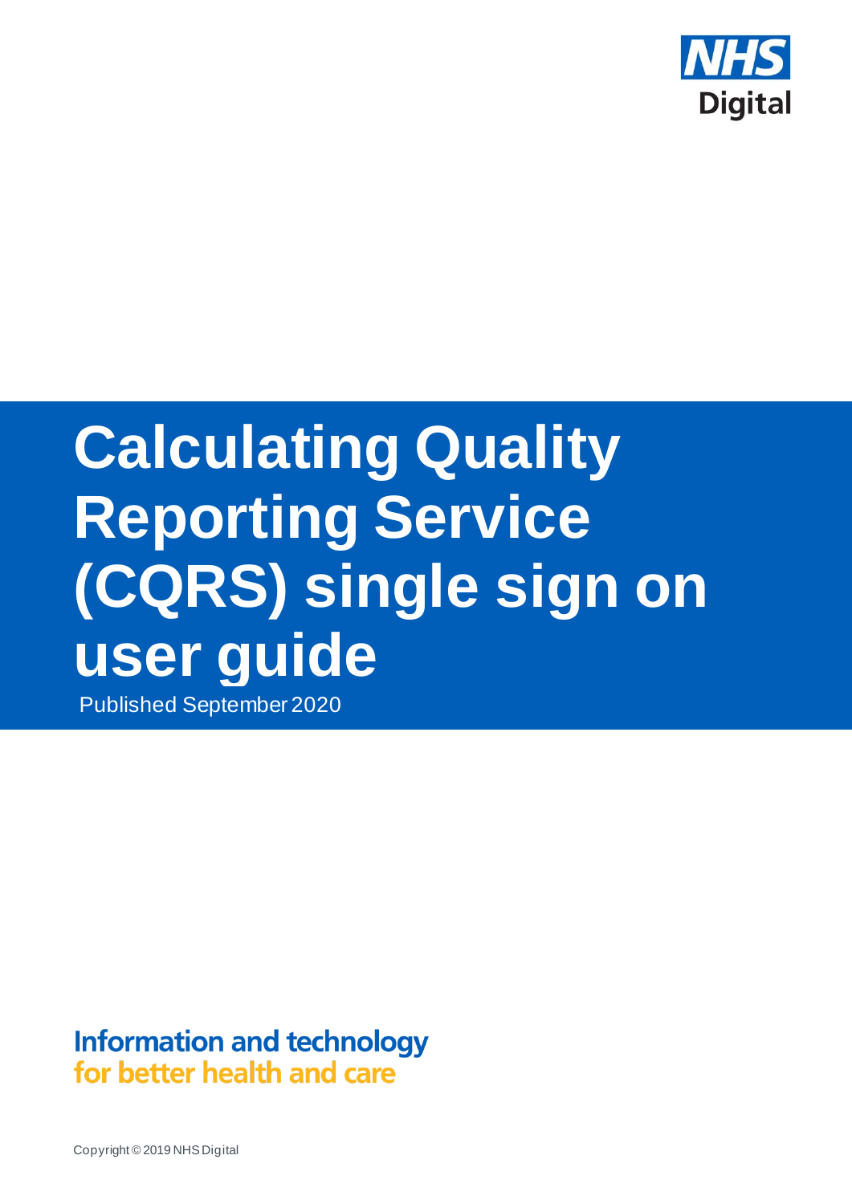NHS Digital

# Calculating Quality Reporting Service (CQRS) single sign on user guide

Published September 2020

**Information and technology for better health and care**

Copyright © 2019 NHS Digital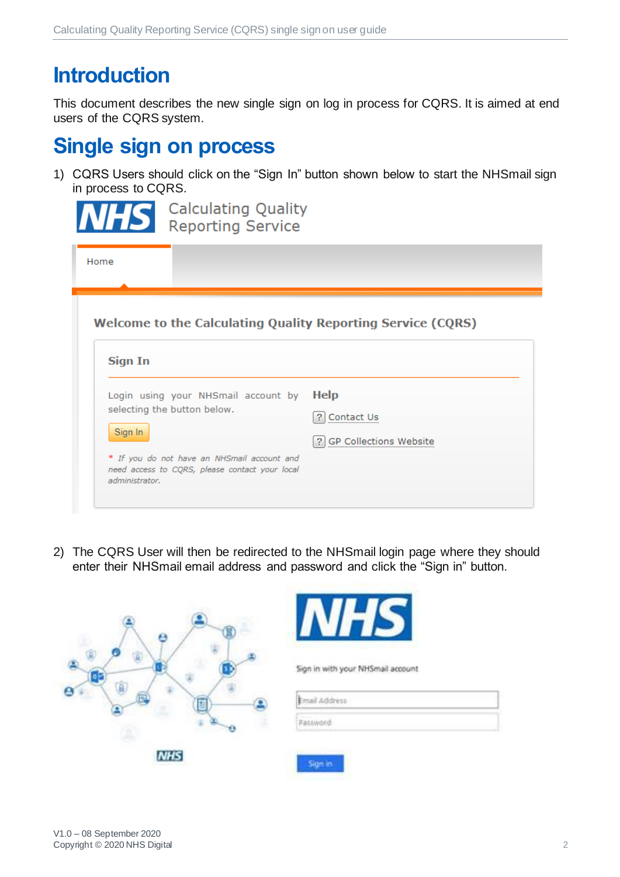# Introduction

This document describes the new single sign on log in process for CQRS. It is aimed at end users of the CQRS system.

# Single sign on process

1) CQRS Users should click on the "Sign In" button shown below to start the NHSmail sign in process to CQRS.

2) The CQRS User will then be redirected to the NHSmail login page where they should enter their NHSmail email address and password and click the "Sign in" button.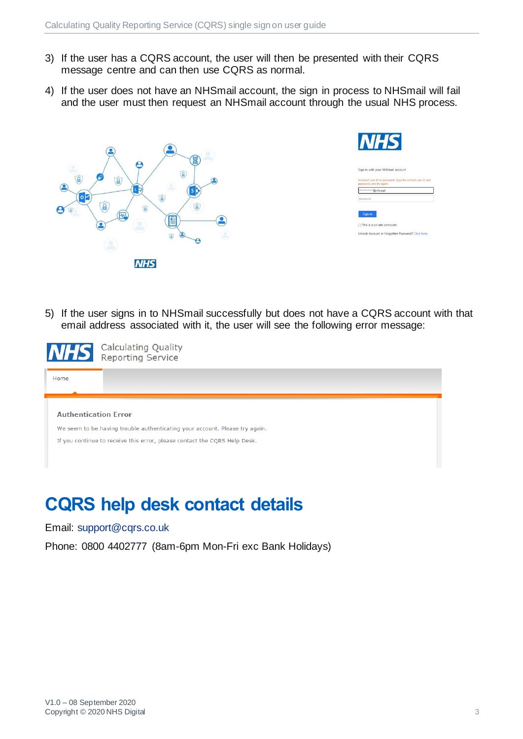3) If the user has a CQRS account, the user will then be presented with their CQRS message centre and can then use CQRS as normal.

4) If the user does not have an NHSmail account, the sign in process to NHSmail will fail and the user must then request an NHSmail account through the usual NHS process.

5) If the user signs in to NHSmail successfully but does not have a CQRS account with that email address associated with it, the user will see the following error message:

# CQRS help desk contact details

Email: support@cqrs.co.uk

Phone: 0800 4402777 (8am-6pm Mon-Fri exc Bank Holidays)

V1.0 – 08 September 2020
Copyright © 2020 NHS Digital